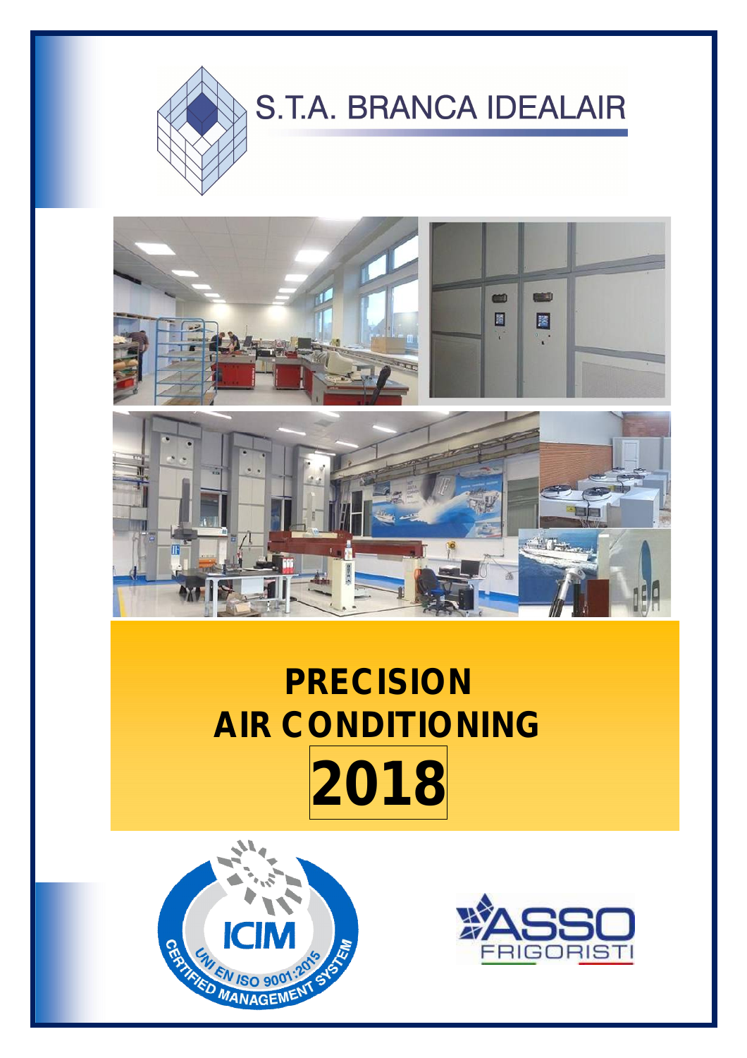S.T.A. BRANCA IDEALAIR

# PRECISION AIR CONDITIONING 2018

ICIM
CERTIFIED MANAGEMENT SYSTEM
UNI EN ISO 9001:2015

ASSO FRIGORISTI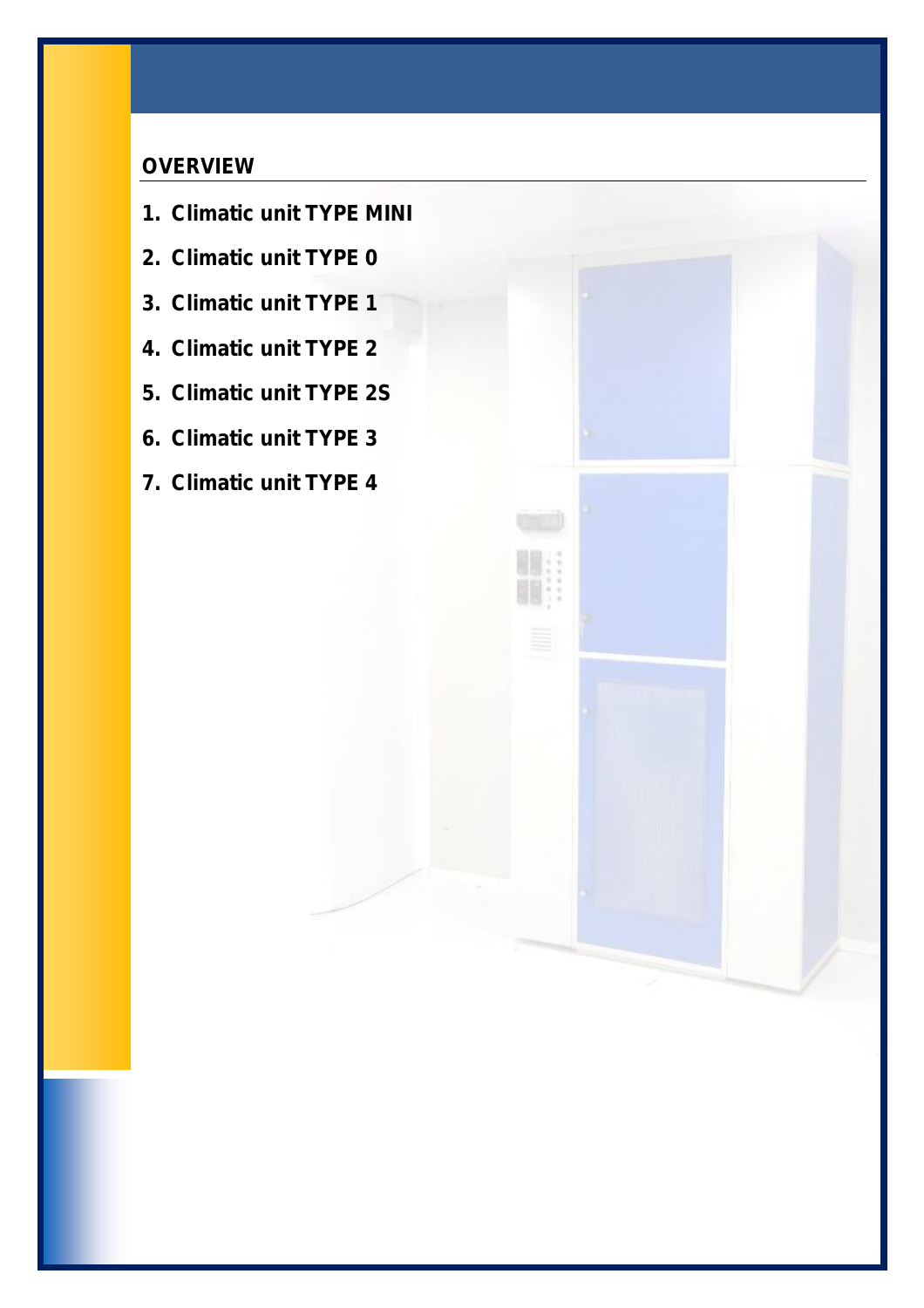## OVERVIEW

1. **Climatic unit TYPE MINI**
2. **Climatic unit TYPE 0**
3. **Climatic unit TYPE 1**
4. **Climatic unit TYPE 2**
5. **Climatic unit TYPE 2S**
6. **Climatic unit TYPE 3**
7. **Climatic unit TYPE 4**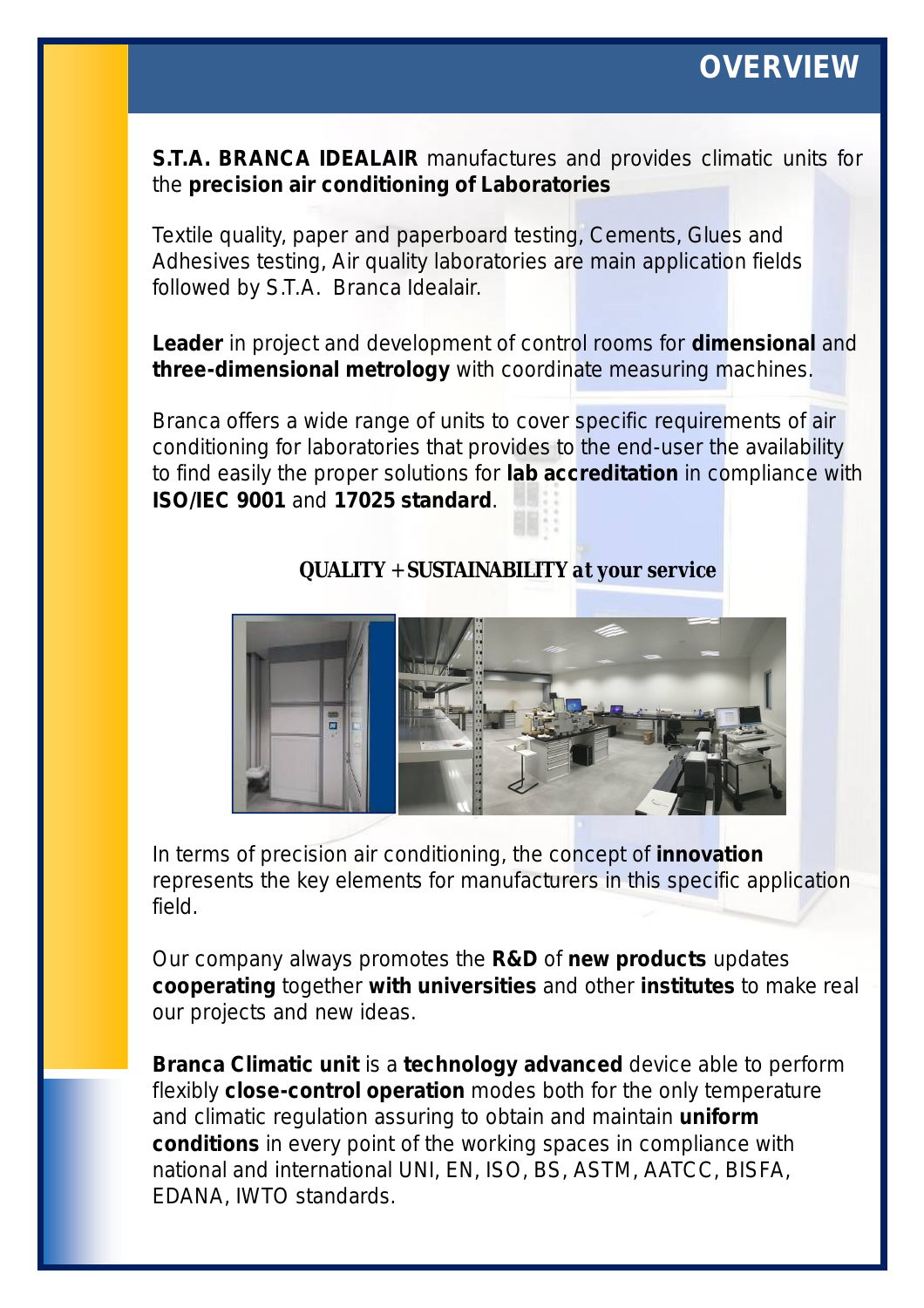# OVERVIEW

**S.T.A. BRANCA IDEALAIR** manufactures and provides climatic units for the **precision air conditioning of Laboratories**

Textile quality, paper and paperboard testing, Cements, Glues and Adhesives testing, Air quality laboratories are main application fields followed by S.T.A. Branca Idealair.

**Leader** in project and development of control rooms for **dimensional** and **three-dimensional metrology** with coordinate measuring machines.

Branca offers a wide range of units to cover specific requirements of air conditioning for laboratories that provides to the end-user the availability to find easily the proper solutions for **lab accreditation** in compliance with **ISO/IEC 9001** and **17025 standard**.

**QUALITY + SUSTAINABILITY at your service**

In terms of precision air conditioning, the concept of **innovation** represents the key elements for manufacturers in this specific application field.

Our company always promotes the **R&D** of **new products** updates **cooperating** together **with universities** and other **institutes** to make real our projects and new ideas.

**Branca Climatic unit** is a **technology advanced** device able to perform flexibly **close-control operation** modes both for the only temperature and climatic regulation assuring to obtain and maintain **uniform conditions** in every point of the working spaces in compliance with national and international UNI, EN, ISO, BS, ASTM, AATCC, BISFA, EDANA, IWTO standards.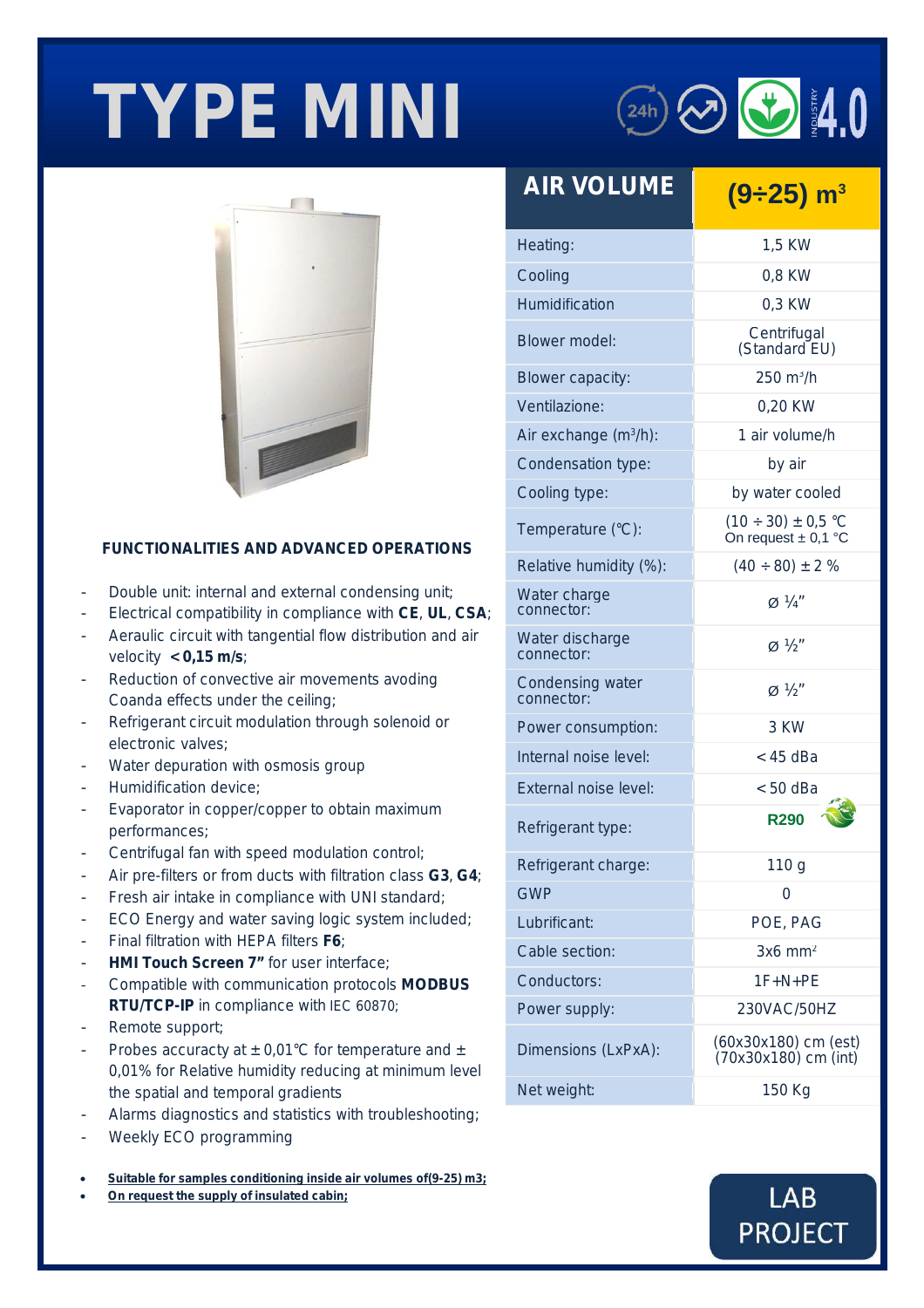# TYPE MINI

| AIR VOLUME | $(9 \div 25)$ $m^3$ |
|---|---|
| Heating: | 1,5 KW |
| Cooling | 0,8 KW |
| Humidification | 0,3 KW |
| Blower model: | Centrifugal (Standard EU) |
| Blower capacity: | 250 $m^3/h$ |
| Ventilazione: | 0,20 KW |
| Air exchange ($m^3/h$): | 1 air volume/h |
| Condensation type: | by air |
| Cooling type: | by water cooled |
| Temperature (°C): | $(10 \div 30) \pm 0,5$ °C<br>On request $\pm$ 0,1 °C |
| Relative humidity (%): | $(40 \div 80) \pm 2$ % |
| Water charge connector: | ø ¼" |
| Water discharge connector: | ø ½" |
| Condensing water connector: | ø ½" |
| Power consumption: | 3 KW |
| Internal noise level: | < 45 dBa |
| External noise level: | < 50 dBa |
| Refrigerant type: | R290 |
| Refrigerant charge: | 110 g |
| GWP | 0 |
| Lubrificant: | POE, PAG |
| Cable section: | 3x6 $mm^2$ |
| Conductors: | 1F+N+PE |
| Power supply: | 230VAC/50HZ |
| Dimensions (LxPxA): | (60x30x180) cm (est)<br>(70x30x180) cm (int) |
| Net weight: | 150 Kg |

### FUNCTIONALITIES AND ADVANCED OPERATIONS

- Double unit: internal and external condensing unit;
- Electrical compatibility in compliance with **CE**, **UL**, **CSA**;
- Aeraulic circuit with tangential flow distribution and air velocity **< 0,15 m/s**;
- Reduction of convective air movements avoding Coanda effects under the ceiling;
- Refrigerant circuit modulation through solenoid or electronic valves;
- Water depuration with osmosis group
- Humidification device;
- Evaporator in copper/copper to obtain maximum performances;
- Centrifugal fan with speed modulation control;
- Air pre-filters or from ducts with filtration class **G3**, **G4**;
- Fresh air intake in compliance with UNI standard;
- ECO Energy and water saving logic system included;
- Final filtration with HEPA filters **F6**;
- **HMI Touch Screen 7"** for user interface;
- Compatible with communication protocols **MODBUS RTU/TCP-IP** in compliance with IEC 60870;
- Remote support;
- Probes accuracty at ± 0,01°C for temperature and ± 0,01% for Relative humidity reducing at minimum level the spatial and temporal gradients
- Alarms diagnostics and statistics with troubleshooting;
- Weekly ECO programming

- **Suitable for samples conditioning inside air volumes of(9-25) m3;**
- **On request the supply of insulated cabin;**

LAB PROJECT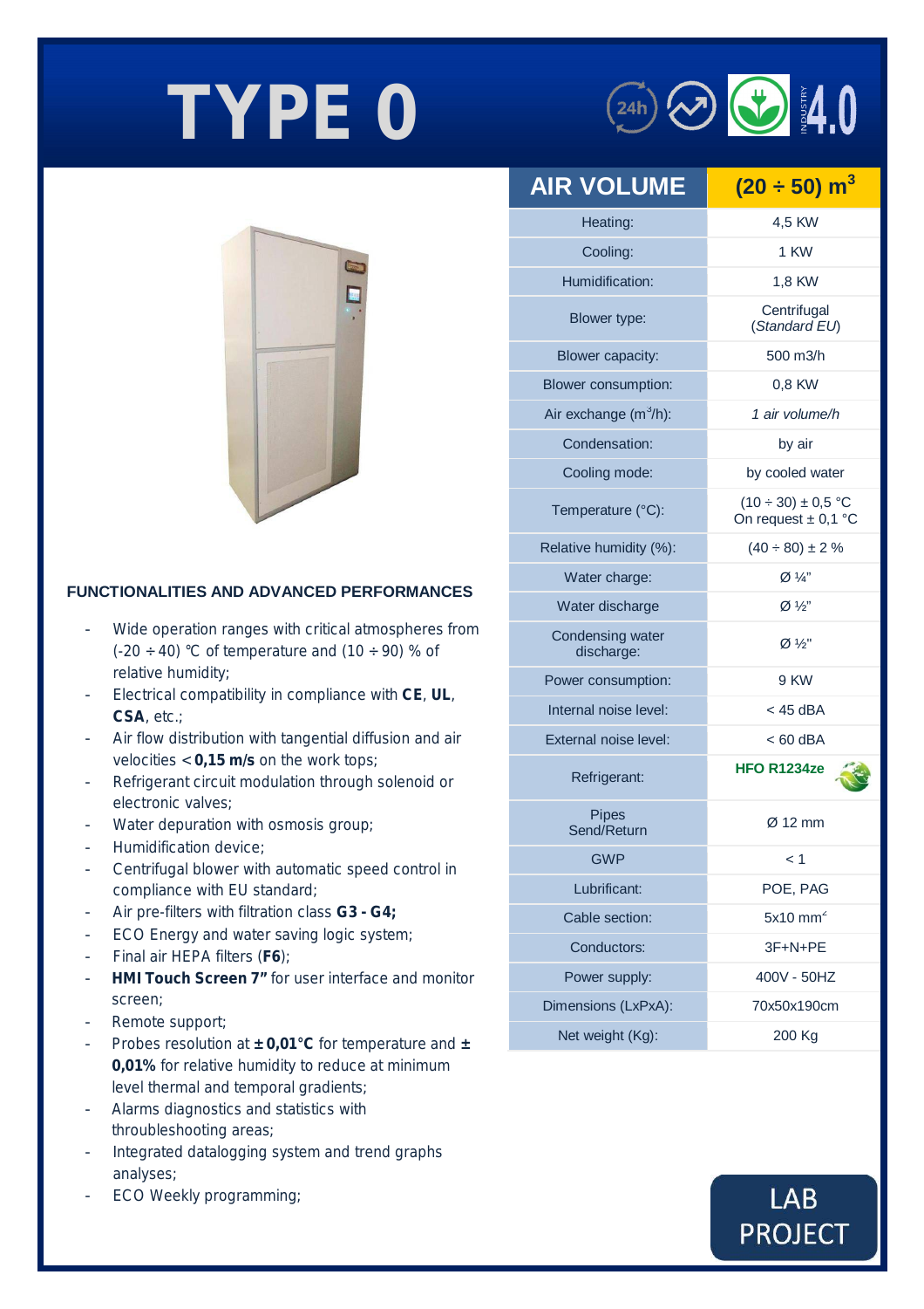# TYPE 0

INDUSTRY 4.0

| AIR VOLUME | $(20 \div 50)\ m^3$ |
|---|---|
| Heating: | 4,5 KW |
| Cooling: | 1 KW |
| Humidification: | 1,8 KW |
| Blower type: | Centrifugal (*Standard EU*) |
| Blower capacity: | 500 m3/h |
| Blower consumption: | 0,8 KW |
| Air exchange ($m^3$/h): | *1 air volume/h* |
| Condensation: | by air |
| Cooling mode: | by cooled water |
| Temperature (°C): | (10 ÷ 30) ± 0,5 °C On request ± 0,1 °C |
| Relative humidity (%): | (40 ÷ 80) ± 2 % |
| Water charge: | Ø ¼" |
| Water discharge | Ø ½" |
| Condensing water discharge: | Ø ½" |
| Power consumption: | 9 KW |
| Internal noise level: | < 45 dBA |
| External noise level: | < 60 dBA |
| Refrigerant: | **HFO R1234ze** |
| Pipes Send/Return | Ø 12 mm |
| GWP | < 1 |
| Lubrificant: | POE, PAG |
| Cable section: | 5x10 $mm^2$ |
| Conductors: | 3F+N+PE |
| Power supply: | 400V - 50HZ |
| Dimensions (LxPxA): | 70x50x190cm |
| Net weight (Kg): | 200 Kg |

### FUNCTIONALITIES AND ADVANCED PERFORMANCES

- Wide operation ranges with critical atmospheres from (-20 ÷ 40) °C of temperature and (10 ÷ 90) % of relative humidity;
- Electrical compatibility in compliance with **CE**, **UL**, **CSA**, etc.;
- Air flow distribution with tangential diffusion and air velocities < **0,15 m/s** on the work tops;
- Refrigerant circuit modulation through solenoid or electronic valves;
- Water depuration with osmosis group;
- Humidification device;
- Centrifugal blower with automatic speed control in compliance with EU standard;
- Air pre-filters with filtration class **G3 - G4;**
- ECO Energy and water saving logic system;
- Final air HEPA filters (**F6**);
- **HMI Touch Screen 7"** for user interface and monitor screen;
- Remote support;
- Probes resolution at **± 0,01°C** for temperature and **± 0,01%** for relative humidity to reduce at minimum level thermal and temporal gradients;
- Alarms diagnostics and statistics with throubleshooting areas;
- Integrated datalogging system and trend graphs analyses;
- ECO Weekly programming;

LAB PROJECT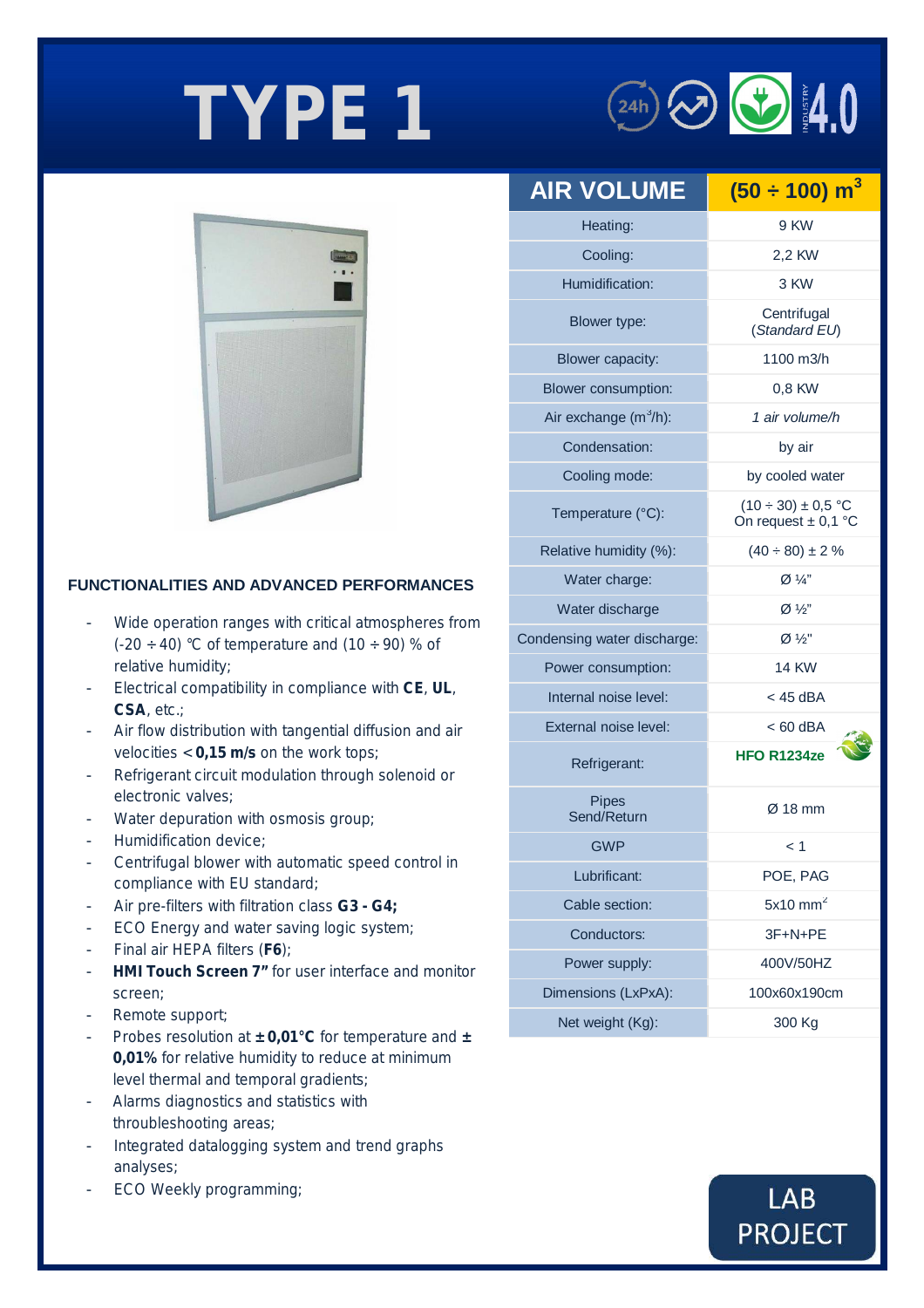# TYPE 1

| AIR VOLUME | $(50 \div 100)\ m^3$ |
|---|---|
| Heating: | 9 KW |
| Cooling: | 2,2 KW |
| Humidification: | 3 KW |
| Blower type: | Centrifugal (*Standard EU*) |
| Blower capacity: | 1100 m3/h |
| Blower consumption: | 0,8 KW |
| Air exchange ($m^3$/h): | *1 air volume/h* |
| Condensation: | by air |
| Cooling mode: | by cooled water |
| Temperature (°C): | (10 ÷ 30) ± 0,5 °C<br>On request ± 0,1 °C |
| Relative humidity (%): | (40 ÷ 80) ± 2 % |
| Water charge: | Ø ¼" |
| Water discharge | Ø ½" |
| Condensing water discharge: | Ø ½" |
| Power consumption: | 14 KW |
| Internal noise level: | < 45 dBA |
| External noise level: | < 60 dBA |
| Refrigerant: | **HFO R1234ze** |
| Pipes Send/Return | Ø 18 mm |
| GWP | < 1 |
| Lubrificant: | POE, PAG |
| Cable section: | 5x10 $mm^2$ |
| Conductors: | 3F+N+PE |
| Power supply: | 400V/50HZ |
| Dimensions (LxPxA): | 100x60x190cm |
| Net weight (Kg): | 300 Kg |

### FUNCTIONALITIES AND ADVANCED PERFORMANCES

- Wide operation ranges with critical atmospheres from (-20 ÷ 40) °C of temperature and (10 ÷ 90) % of relative humidity;
- Electrical compatibility in compliance with **CE**, **UL**, **CSA**, etc.;
- Air flow distribution with tangential diffusion and air velocities < **0,15 m/s** on the work tops;
- Refrigerant circuit modulation through solenoid or electronic valves;
- Water depuration with osmosis group;
- Humidification device;
- Centrifugal blower with automatic speed control in compliance with EU standard;
- Air pre-filters with filtration class **G3 - G4;**
- ECO Energy and water saving logic system;
- Final air HEPA filters (**F6**);
- **HMI Touch Screen 7"** for user interface and monitor screen;
- Remote support;
- Probes resolution at **± 0,01°C** for temperature and **± 0,01%** for relative humidity to reduce at minimum level thermal and temporal gradients;
- Alarms diagnostics and statistics with throubleshooting areas;
- Integrated datalogging system and trend graphs analyses;
- ECO Weekly programming;

LAB PROJECT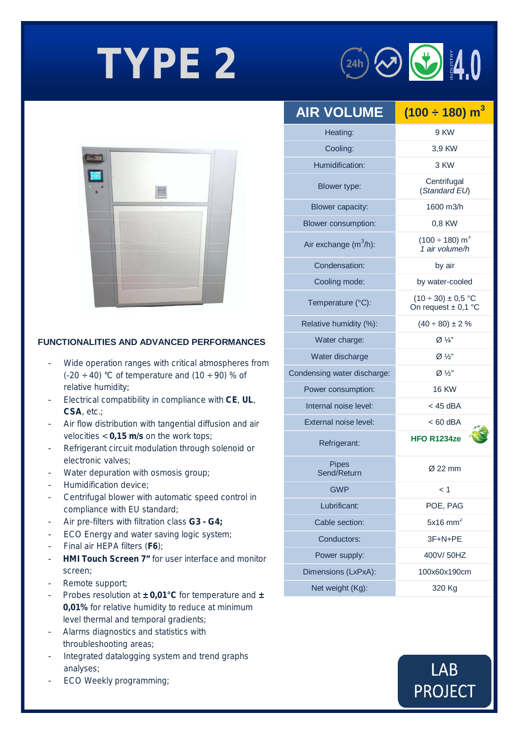# TYPE 2

| AIR VOLUME | $(100 \div 180)\ m^3$ |
|---|---|
| Heating: | 9 KW |
| Cooling: | 3,9 KW |
| Humidification: | 3 KW |
| Blower type: | Centrifugal (*Standard EU*) |
| Blower capacity: | 1600 m3/h |
| Blower consumption: | 0,8 KW |
| Air exchange ($m^3$/h): | $(100 \div 180)\ m^3$ *1 air volume/h* |
| Condensation: | by air |
| Cooling mode: | by water-cooled |
| Temperature (°C): | $(10 \div 30) \pm 0{,}5$ °C On request $\pm$ 0,1 °C |
| Relative humidity (%): | $(40 \div 80) \pm 2$ % |
| Water charge: | Ø ¼" |
| Water discharge | Ø ½" |
| Condensing water discharge: | Ø ½" |
| Power consumption: | 16 KW |
| Internal noise level: | < 45 dBA |
| External noise level: | < 60 dBA |
| Refrigerant: | **HFO R1234ze** |
| Pipes Send/Return | Ø 22 mm |
| GWP | < 1 |
| Lubrificant: | POE, PAG |
| Cable section: | 5x16 $mm^2$ |
| Conductors: | 3F+N+PE |
| Power supply: | 400V/ 50HZ |
| Dimensions (LxPxA): | 100x60x190cm |
| Net weight (Kg): | 320 Kg |

### FUNCTIONALITIES AND ADVANCED PERFORMANCES

- Wide operation ranges with critical atmospheres from $(-20 \div 40)$ ℃ of temperature and $(10 \div 90)$ % of relative humidity;
- Electrical compatibility in compliance with **CE**, **UL**, **CSA**, etc.;
- Air flow distribution with tangential diffusion and air velocities < **0,15 m/s** on the work tops;
- Refrigerant circuit modulation through solenoid or electronic valves;
- Water depuration with osmosis group;
- Humidification device;
- Centrifugal blower with automatic speed control in compliance with EU standard;
- Air pre-filters with filtration class **G3 - G4;**
- ECO Energy and water saving logic system;
- Final air HEPA filters (**F6**);
- **HMI Touch Screen 7"** for user interface and monitor screen;
- Remote support;
- Probes resolution at **± 0,01°C** for temperature and **± 0,01%** for relative humidity to reduce at minimum level thermal and temporal gradients;
- Alarms diagnostics and statistics with throubleshooting areas;
- Integrated datalogging system and trend graphs analyses;
- ECO Weekly programming;

LAB PROJECT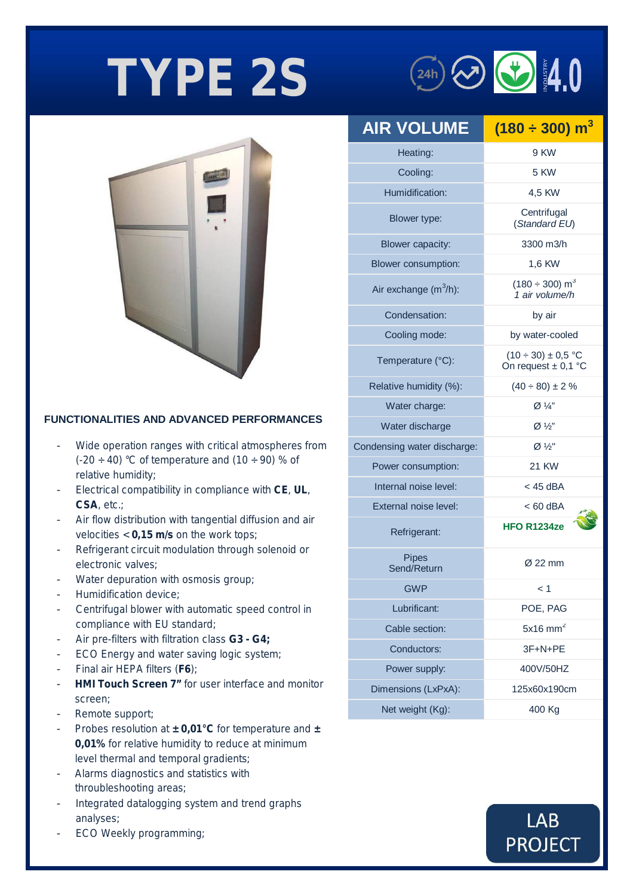# TYPE 2S

| AIR VOLUME | (180 ÷ 300) $m^3$ |
|---|---|
| Heating: | 9 KW |
| Cooling: | 5 KW |
| Humidification: | 4,5 KW |
| Blower type: | Centrifugal (*Standard EU*) |
| Blower capacity: | 3300 m3/h |
| Blower consumption: | 1,6 KW |
| Air exchange ($m^3$/h): | (180 ÷ 300) $m^3$ *1 air volume/h* |
| Condensation: | by air |
| Cooling mode: | by water-cooled |
| Temperature (°C): | (10 ÷ 30) ± 0,5 °C On request ± 0,1 °C |
| Relative humidity (%): | (40 ÷ 80) ± 2 % |
| Water charge: | Ø ¼" |
| Water discharge | Ø ½" |
| Condensing water discharge: | Ø ½" |
| Power consumption: | 21 KW |
| Internal noise level: | < 45 dBA |
| External noise level: | < 60 dBA |
| Refrigerant: | **HFO R1234ze** |
| Pipes Send/Return | Ø 22 mm |
| GWP | < 1 |
| Lubrificant: | POE, PAG |
| Cable section: | 5x16 $mm^2$ |
| Conductors: | 3F+N+PE |
| Power supply: | 400V/50HZ |
| Dimensions (LxPxA): | 125x60x190cm |
| Net weight (Kg): | 400 Kg |

### FUNCTIONALITIES AND ADVANCED PERFORMANCES

- Wide operation ranges with critical atmospheres from (-20 ÷ 40) °C of temperature and (10 ÷ 90) % of relative humidity;
- Electrical compatibility in compliance with **CE**, **UL**, **CSA**, etc.;
- Air flow distribution with tangential diffusion and air velocities < **0,15 m/s** on the work tops;
- Refrigerant circuit modulation through solenoid or electronic valves;
- Water depuration with osmosis group;
- Humidification device;
- Centrifugal blower with automatic speed control in compliance with EU standard;
- Air pre-filters with filtration class **G3 - G4;**
- ECO Energy and water saving logic system;
- Final air HEPA filters (**F6**);
- **HMI Touch Screen 7"** for user interface and monitor screen;
- Remote support;
- Probes resolution at **± 0,01°C** for temperature and **± 0,01%** for relative humidity to reduce at minimum level thermal and temporal gradients;
- Alarms diagnostics and statistics with throubleshooting areas;
- Integrated datalogging system and trend graphs analyses;
- ECO Weekly programming;

LAB PROJECT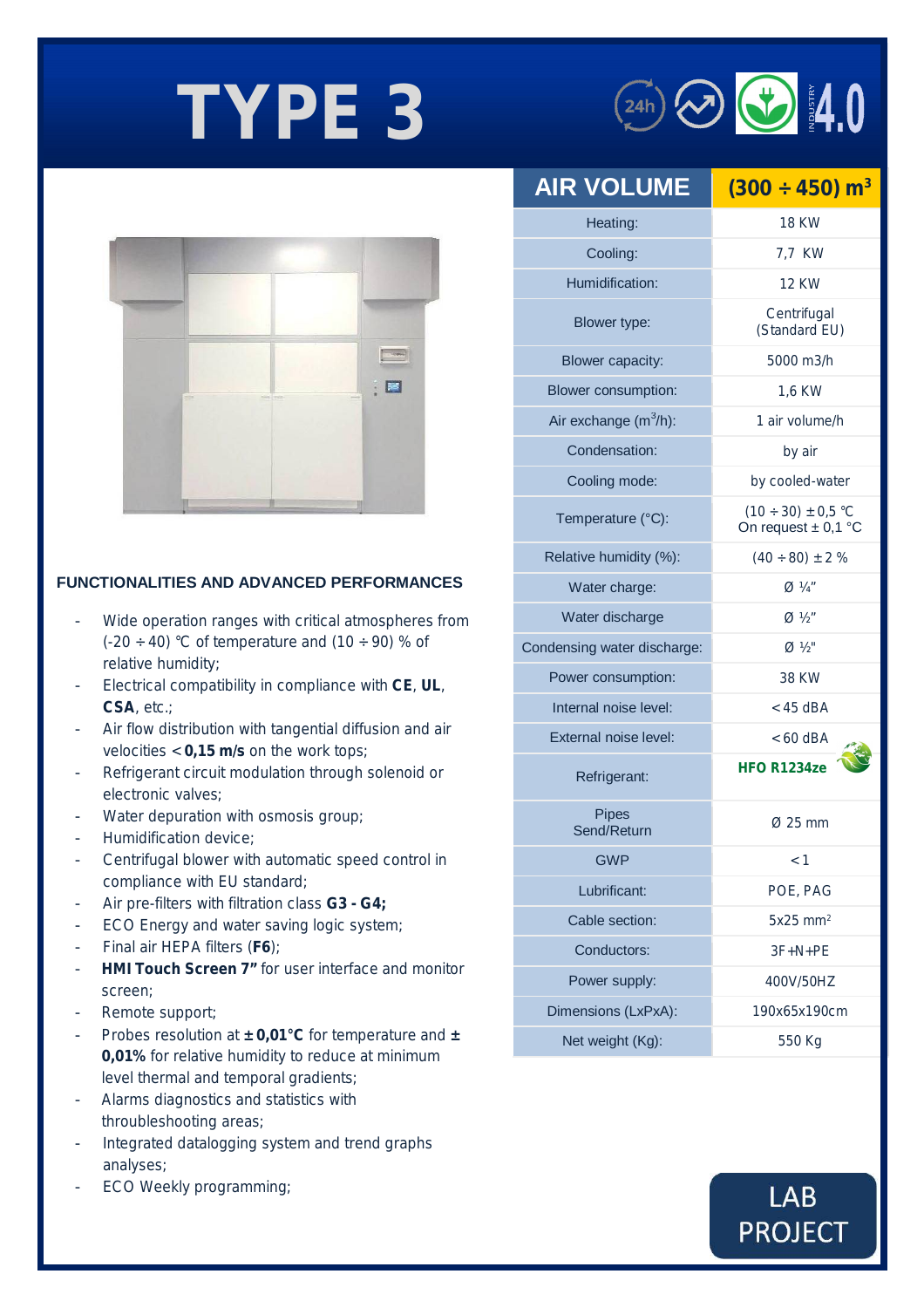# TYPE 3

| AIR VOLUME | (300 ÷ 450) $m^3$ |
|---|---|
| Heating: | 18 KW |
| Cooling: | 7,7 KW |
| Humidification: | 12 KW |
| Blower type: | Centrifugal (Standard EU) |
| Blower capacity: | 5000 m3/h |
| Blower consumption: | 1,6 KW |
| Air exchange ($m^3$/h): | 1 air volume/h |
| Condensation: | by air |
| Cooling mode: | by cooled-water |
| Temperature (°C): | (10 ÷ 30) ± 0,5 °C<br>On request ± 0,1 °C |
| Relative humidity (%): | (40 ÷ 80) ± 2 % |
| Water charge: | Ø ¼" |
| Water discharge | Ø ½" |
| Condensing water discharge: | Ø ½" |
| Power consumption: | 38 KW |
| Internal noise level: | < 45 dBA |
| External noise level: | < 60 dBA |
| Refrigerant: | **HFO R1234ze** |
| Pipes Send/Return | Ø 25 mm |
| GWP | < 1 |
| Lubrificant: | POE, PAG |
| Cable section: | 5x25 mm² |
| Conductors: | 3F+N+PE |
| Power supply: | 400V/50HZ |
| Dimensions (LxPxA): | 190x65x190cm |
| Net weight (Kg): | 550 Kg |

## FUNCTIONALITIES AND ADVANCED PERFORMANCES

- Wide operation ranges with critical atmospheres from (-20 ÷ 40) °C of temperature and (10 ÷ 90) % of relative humidity;
- Electrical compatibility in compliance with **CE**, **UL**, **CSA**, etc.;
- Air flow distribution with tangential diffusion and air velocities < **0,15 m/s** on the work tops;
- Refrigerant circuit modulation through solenoid or electronic valves;
- Water depuration with osmosis group;
- Humidification device;
- Centrifugal blower with automatic speed control in compliance with EU standard;
- Air pre-filters with filtration class **G3 - G4;**
- ECO Energy and water saving logic system;
- Final air HEPA filters (**F6**);
- **HMI Touch Screen 7"** for user interface and monitor screen;
- Remote support;
- Probes resolution at **± 0,01°C** for temperature and **± 0,01%** for relative humidity to reduce at minimum level thermal and temporal gradients;
- Alarms diagnostics and statistics with troubleshooting areas;
- Integrated datalogging system and trend graphs analyses;
- ECO Weekly programming;

LAB PROJECT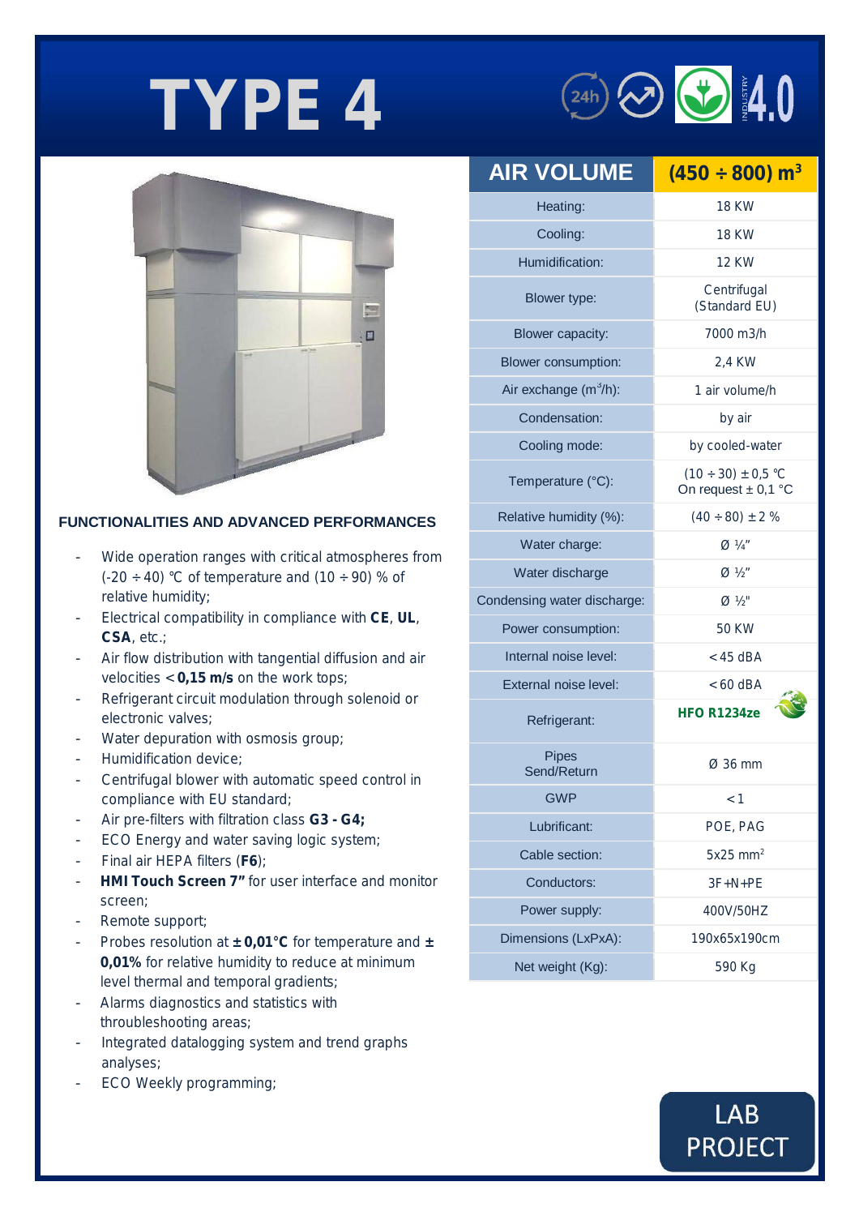# TYPE 4

| AIR VOLUME | (450 ÷ 800) $m^3$ |
|---|---|
| Heating: | 18 KW |
| Cooling: | 18 KW |
| Humidification: | 12 KW |
| Blower type: | Centrifugal (Standard EU) |
| Blower capacity: | 7000 m3/h |
| Blower consumption: | 2,4 KW |
| Air exchange ($m^3$/h): | 1 air volume/h |
| Condensation: | by air |
| Cooling mode: | by cooled-water |
| Temperature (°C): | (10 ÷ 30) ± 0,5 °C On request ± 0,1 °C |
| Relative humidity (%): | (40 ÷ 80) ± 2 % |
| Water charge: | Ø ¼" |
| Water discharge | Ø ½" |
| Condensing water discharge: | Ø ½" |
| Power consumption: | 50 KW |
| Internal noise level: | < 45 dBA |
| External noise level: | < 60 dBA |
| Refrigerant: | **HFO R1234ze** |
| Pipes Send/Return | Ø 36 mm |
| GWP | < 1 |
| Lubrificant: | POE, PAG |
| Cable section: | 5x25 $mm^2$ |
| Conductors: | 3F+N+PE |
| Power supply: | 400V/50HZ |
| Dimensions (LxPxA): | 190x65x190cm |
| Net weight (Kg): | 590 Kg |

## FUNCTIONALITIES AND ADVANCED PERFORMANCES

- Wide operation ranges with critical atmospheres from (-20 ÷ 40) °C of temperature and (10 ÷ 90) % of relative humidity;
- Electrical compatibility in compliance with **CE**, **UL**, **CSA**, etc.;
- Air flow distribution with tangential diffusion and air velocities < **0,15 m/s** on the work tops;
- Refrigerant circuit modulation through solenoid or electronic valves;
- Water depuration with osmosis group;
- Humidification device;
- Centrifugal blower with automatic speed control in compliance with EU standard;
- Air pre-filters with filtration class **G3 - G4;**
- ECO Energy and water saving logic system;
- Final air HEPA filters (**F6**);
- **HMI Touch Screen 7"** for user interface and monitor screen;
- Remote support;
- Probes resolution at **± 0,01°C** for temperature and **± 0,01%** for relative humidity to reduce at minimum level thermal and temporal gradients;
- Alarms diagnostics and statistics with throubleshooting areas;
- Integrated datalogging system and trend graphs analyses;
- ECO Weekly programming;

LAB PROJECT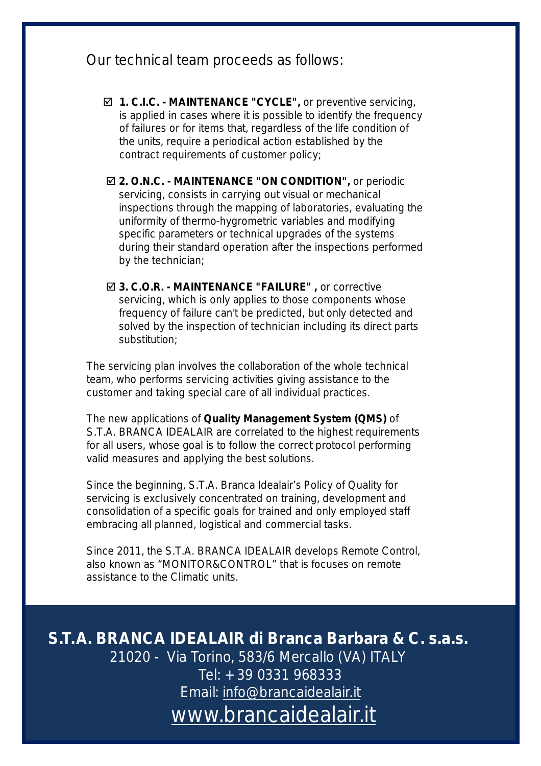Our technical team proceeds as follows:

- ☑ **1. C.I.C. - MAINTENANCE "CYCLE",** or preventive servicing, is applied in cases where it is possible to identify the frequency of failures or for items that, regardless of the life condition of the units, require a periodical action established by the contract requirements of customer policy;

- ☑ **2. O.N.C. - MAINTENANCE "ON CONDITION",** or periodic servicing, consists in carrying out visual or mechanical inspections through the mapping of laboratories, evaluating the uniformity of thermo-hygrometric variables and modifying specific parameters or technical upgrades of the systems during their standard operation after the inspections performed by the technician;

- ☑ **3. C.O.R. - MAINTENANCE "FAILURE" ,** or corrective servicing, which is only applies to those components whose frequency of failure can't be predicted, but only detected and solved by the inspection of technician including its direct parts substitution;

The servicing plan involves the collaboration of the whole technical team, who performs servicing activities giving assistance to the customer and taking special care of all individual practices.

The new applications of **Quality Management System (QMS)** of S.T.A. BRANCA IDEALAIR are correlated to the highest requirements for all users, whose goal is to follow the correct protocol performing valid measures and applying the best solutions.

Since the beginning, S.T.A. Branca Idealair's Policy of Quality for servicing is exclusively concentrated on training, development and consolidation of a specific goals for trained and only employed staff embracing all planned, logistical and commercial tasks.

Since 2011, the S.T.A. BRANCA IDEALAIR develops Remote Control, also known as "MONITOR&CONTROL" that is focuses on remote assistance to the Climatic units.

**S.T.A. BRANCA IDEALAIR di Branca Barbara & C. s.a.s.**
21020 - Via Torino, 583/6 Mercallo (VA) ITALY
Tel: +39 0331 968333
Email: info@brancaidealair.it
www.brancaidealair.it